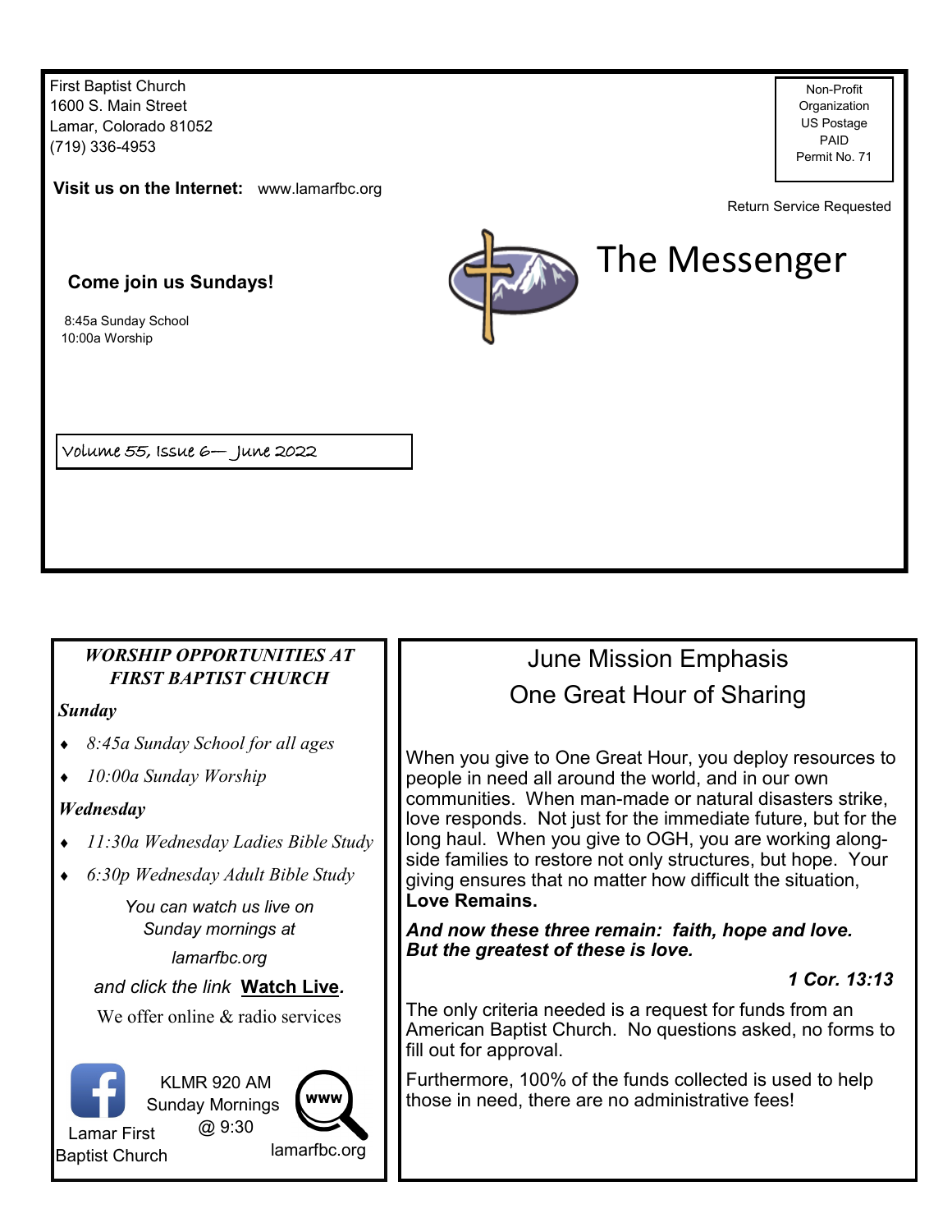First Baptist Church
1600 S. Main Street
Lamar, Colorado 81052
(719) 336-4953

**Visit us on the Internet:** www.lamarfbc.org

Non-Profit Organization
US Postage
PAID
Permit No. 71

Return Service Requested

# The Messenger

**Come join us Sundays!**

8:45a Sunday School
10:00a Worship

Volume 55, Issue 6— June 2022

---

***WORSHIP OPPORTUNITIES AT FIRST BAPTIST CHURCH***

***Sunday***

- *8:45a Sunday School for all ages*
- *10:00a Sunday Worship*

***Wednesday***

- *11:30a Wednesday Ladies Bible Study*
- *6:30p Wednesday Adult Bible Study*

*You can watch us live on Sunday mornings at*

*lamarfbc.org*

*and click the link* ***Watch Live.***

We offer online & radio services

Lamar First Baptist Church

KLMR 920 AM
Sunday Mornings
@ 9:30

lamarfbc.org

---

## June Mission Emphasis
## One Great Hour of Sharing

When you give to One Great Hour, you deploy resources to people in need all around the world, and in our own communities. When man-made or natural disasters strike, love responds. Not just for the immediate future, but for the long haul. When you give to OGH, you are working alongside families to restore not only structures, but hope. Your giving ensures that no matter how difficult the situation, **Love Remains.**

***And now these three remain: faith, hope and love. But the greatest of these is love.***

***1 Cor. 13:13***

The only criteria needed is a request for funds from an American Baptist Church. No questions asked, no forms to fill out for approval.

Furthermore, 100% of the funds collected is used to help those in need, there are no administrative fees!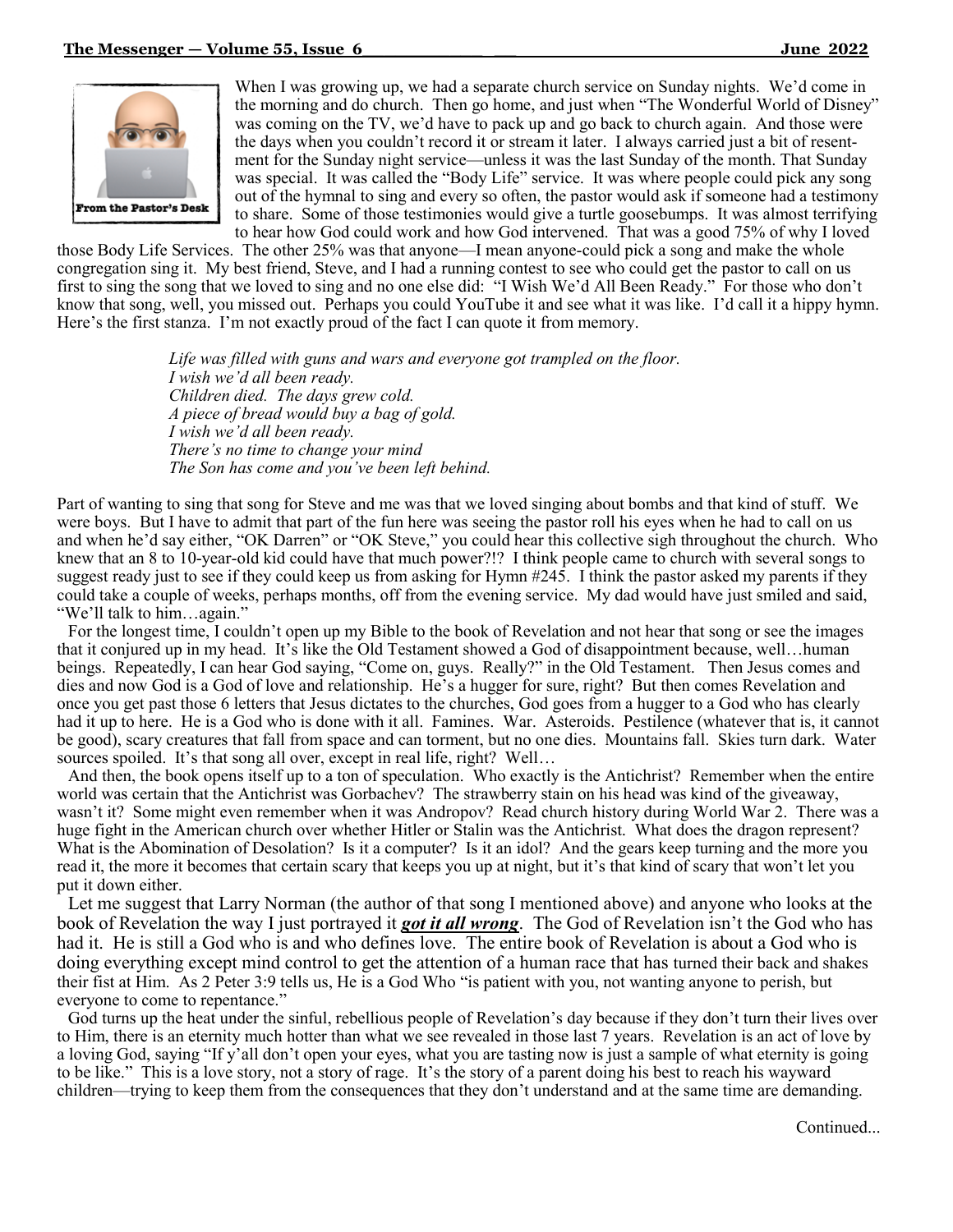From the Pastor's Desk

When I was growing up, we had a separate church service on Sunday nights. We'd come in the morning and do church. Then go home, and just when "The Wonderful World of Disney" was coming on the TV, we'd have to pack up and go back to church again. And those were the days when you couldn't record it or stream it later. I always carried just a bit of resentment for the Sunday night service—unless it was the last Sunday of the month. That Sunday was special. It was called the "Body Life" service. It was where people could pick any song out of the hymnal to sing and every so often, the pastor would ask if someone had a testimony to share. Some of those testimonies would give a turtle goosebumps. It was almost terrifying to hear how God could work and how God intervened. That was a good 75% of why I loved those Body Life Services. The other 25% was that anyone—I mean anyone-could pick a song and make the whole congregation sing it. My best friend, Steve, and I had a running contest to see who could get the pastor to call on us first to sing the song that we loved to sing and no one else did: "I Wish We'd All Been Ready." For those who don't know that song, well, you missed out. Perhaps you could YouTube it and see what it was like. I'd call it a hippy hymn. Here's the first stanza. I'm not exactly proud of the fact I can quote it from memory.

> *Life was filled with guns and wars and everyone got trampled on the floor.*
> *I wish we'd all been ready.*
> *Children died. The days grew cold.*
> *A piece of bread would buy a bag of gold.*
> *I wish we'd all been ready.*
> *There's no time to change your mind*
> *The Son has come and you've been left behind.*

Part of wanting to sing that song for Steve and me was that we loved singing about bombs and that kind of stuff. We were boys. But I have to admit that part of the fun here was seeing the pastor roll his eyes when he had to call on us and when he'd say either, "OK Darren" or "OK Steve," you could hear this collective sigh throughout the church. Who knew that an 8 to 10-year-old kid could have that much power?!? I think people came to church with several songs to suggest ready just to see if they could keep us from asking for Hymn #245. I think the pastor asked my parents if they could take a couple of weeks, perhaps months, off from the evening service. My dad would have just smiled and said, "We'll talk to him…again."

For the longest time, I couldn't open up my Bible to the book of Revelation and not hear that song or see the images that it conjured up in my head. It's like the Old Testament showed a God of disappointment because, well…human beings. Repeatedly, I can hear God saying, "Come on, guys. Really?" in the Old Testament. Then Jesus comes and dies and now God is a God of love and relationship. He's a hugger for sure, right? But then comes Revelation and once you get past those 6 letters that Jesus dictates to the churches, God goes from a hugger to a God who has clearly had it up to here. He is a God who is done with it all. Famines. War. Asteroids. Pestilence (whatever that is, it cannot be good), scary creatures that fall from space and can torment, but no one dies. Mountains fall. Skies turn dark. Water sources spoiled. It's that song all over, except in real life, right? Well…

And then, the book opens itself up to a ton of speculation. Who exactly is the Antichrist? Remember when the entire world was certain that the Antichrist was Gorbachev? The strawberry stain on his head was kind of the giveaway, wasn't it? Some might even remember when it was Andropov? Read church history during World War 2. There was a huge fight in the American church over whether Hitler or Stalin was the Antichrist. What does the dragon represent? What is the Abomination of Desolation? Is it a computer? Is it an idol? And the gears keep turning and the more you read it, the more it becomes that certain scary that keeps you up at night, but it's that kind of scary that won't let you put it down either.

Let me suggest that Larry Norman (the author of that song I mentioned above) and anyone who looks at the book of Revelation the way I just portrayed it ***got it all wrong***. The God of Revelation isn't the God who has had it. He is still a God who is and who defines love. The entire book of Revelation is about a God who is doing everything except mind control to get the attention of a human race that has turned their back and shakes their fist at Him. As 2 Peter 3:9 tells us, He is a God Who "is patient with you, not wanting anyone to perish, but everyone to come to repentance."

God turns up the heat under the sinful, rebellious people of Revelation's day because if they don't turn their lives over to Him, there is an eternity much hotter than what we see revealed in those last 7 years. Revelation is an act of love by a loving God, saying "If y'all don't open your eyes, what you are tasting now is just a sample of what eternity is going to be like." This is a love story, not a story of rage. It's the story of a parent doing his best to reach his wayward children—trying to keep them from the consequences that they don't understand and at the same time are demanding.

Continued...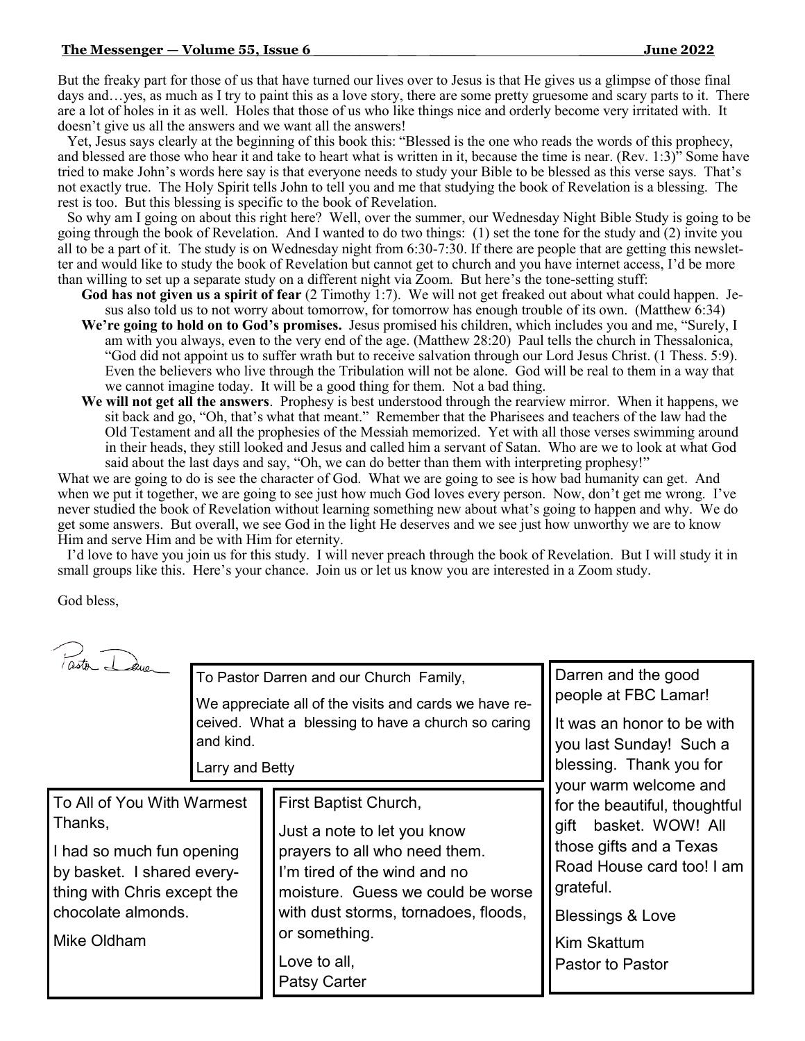But the freaky part for those of us that have turned our lives over to Jesus is that He gives us a glimpse of those final days and…yes, as much as I try to paint this as a love story, there are some pretty gruesome and scary parts to it. There are a lot of holes in it as well. Holes that those of us who like things nice and orderly become very irritated with. It doesn't give us all the answers and we want all the answers!

Yet, Jesus says clearly at the beginning of this book this: "Blessed is the one who reads the words of this prophecy, and blessed are those who hear it and take to heart what is written in it, because the time is near. (Rev. 1:3)" Some have tried to make John's words here say is that everyone needs to study your Bible to be blessed as this verse says. That's not exactly true. The Holy Spirit tells John to tell you and me that studying the book of Revelation is a blessing. The rest is too. But this blessing is specific to the book of Revelation.

So why am I going on about this right here? Well, over the summer, our Wednesday Night Bible Study is going to be going through the book of Revelation. And I wanted to do two things: (1) set the tone for the study and (2) invite you all to be a part of it. The study is on Wednesday night from 6:30-7:30. If there are people that are getting this newsletter and would like to study the book of Revelation but cannot get to church and you have internet access, I'd be more than willing to set up a separate study on a different night via Zoom. But here's the tone-setting stuff:

- **God has not given us a spirit of fear** (2 Timothy 1:7). We will not get freaked out about what could happen. Jesus also told us to not worry about tomorrow, for tomorrow has enough trouble of its own. (Matthew 6:34)
- **We're going to hold on to God's promises.** Jesus promised his children, which includes you and me, "Surely, I am with you always, even to the very end of the age. (Matthew 28:20) Paul tells the church in Thessalonica, "God did not appoint us to suffer wrath but to receive salvation through our Lord Jesus Christ. (1 Thess. 5:9). Even the believers who live through the Tribulation will not be alone. God will be real to them in a way that we cannot imagine today. It will be a good thing for them. Not a bad thing.
- **We will not get all the answers**. Prophesy is best understood through the rearview mirror. When it happens, we sit back and go, "Oh, that's what that meant." Remember that the Pharisees and teachers of the law had the Old Testament and all the prophesies of the Messiah memorized. Yet with all those verses swimming around in their heads, they still looked and Jesus and called him a servant of Satan. Who are we to look at what God said about the last days and say, "Oh, we can do better than them with interpreting prophesy!"

What we are going to do is see the character of God. What we are going to see is how bad humanity can get. And when we put it together, we are going to see just how much God loves every person. Now, don't get me wrong. I've never studied the book of Revelation without learning something new about what's going to happen and why. We do get some answers. But overall, we see God in the light He deserves and we see just how unworthy we are to know Him and serve Him and be with Him for eternity.

I'd love to have you join us for this study. I will never preach through the book of Revelation. But I will study it in small groups like this. Here's your chance. Join us or let us know you are interested in a Zoom study.

God bless,

Pastor Dave

---

To Pastor Darren and our Church Family,

We appreciate all of the visits and cards we have received. What a blessing to have a church so caring and kind.

Larry and Betty

---

Darren and the good people at FBC Lamar!

It was an honor to be with you last Sunday! Such a blessing. Thank you for your warm welcome and for the beautiful, thoughtful gift basket. WOW! All those gifts and a Texas Road House card too! I am grateful.

Blessings & Love

Kim Skattum
Pastor to Pastor

---

To All of You With Warmest Thanks,

I had so much fun opening by basket. I shared everything with Chris except the chocolate almonds.

Mike Oldham

---

First Baptist Church,

Just a note to let you know prayers to all who need them. I'm tired of the wind and no moisture. Guess we could be worse with dust storms, tornadoes, floods, or something.

Love to all,
Patsy Carter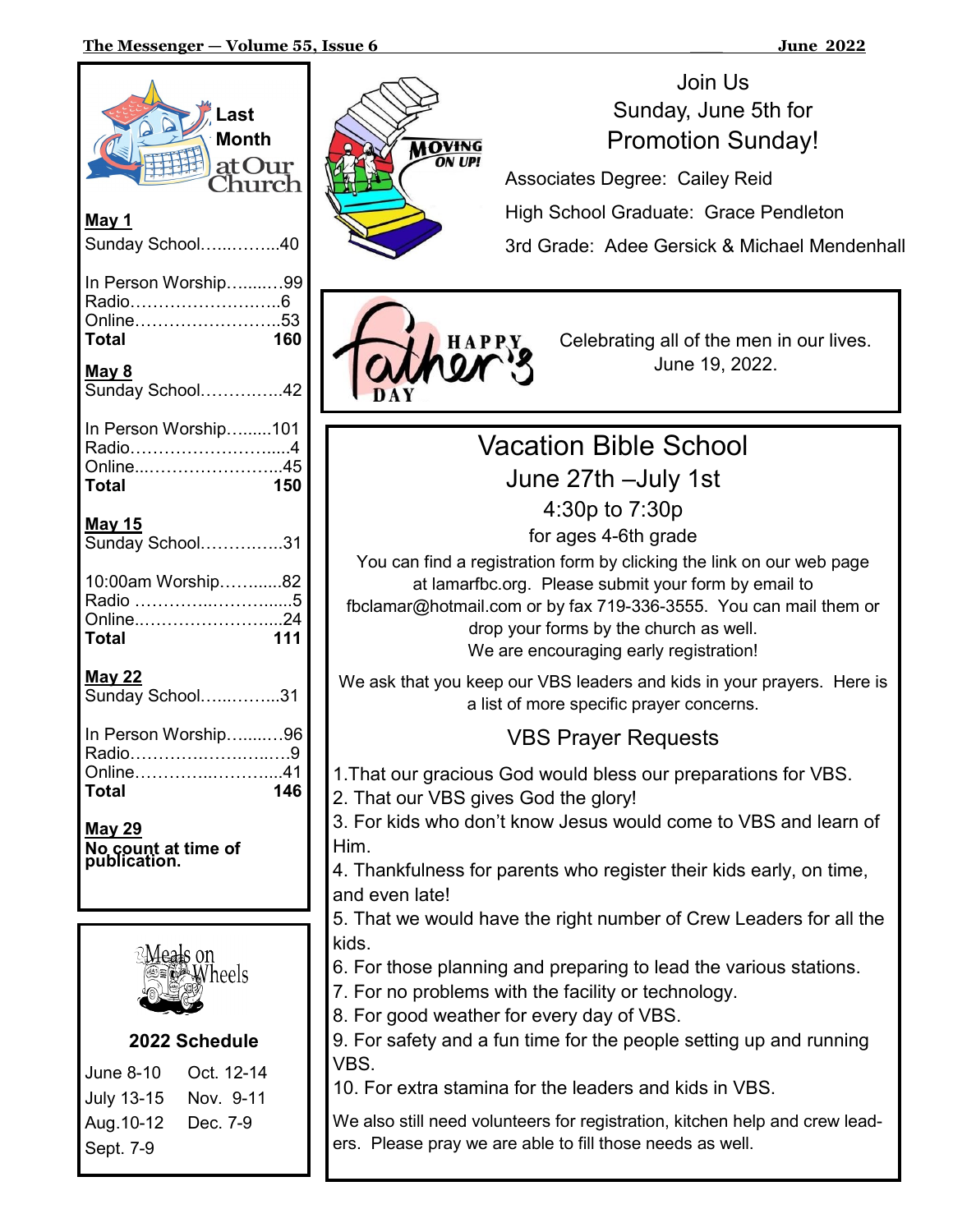## Last Month at Our Church

**May 1**

Sunday School……..……..40

In Person Worship….....…99
Radio……………………….6
Online……………………..53
**Total 160**

**May 8**

Sunday School…………...42

In Person Worship….......101
Radio……………………....4
Online..…………………....45
**Total 150**

**May 15**

Sunday School…………...31

10:00am Worship……......82
Radio …………..……......5
Online..…………………....24
**Total 111**

**May 22**

Sunday School…..……...31

In Person Worship….......96
Radio……………………...9
Online………..…………...41
**Total 146**

**May 29**

**No count at time of publication.**

## Meals on Wheels

**2022 Schedule**

June 8-10
July 13-15
Aug.10-12
Sept. 7-9
Oct. 12-14
Nov. 9-11
Dec. 7-9

## Join Us Sunday, June 5th for Promotion Sunday!

MOVING ON UP!

Associates Degree: Cailey Reid

High School Graduate: Grace Pendleton

3rd Grade: Adee Gersick & Michael Mendenhall

## HAPPY Father's DAY

Celebrating all of the men in our lives.
June 19, 2022.

## Vacation Bible School

### June 27th –July 1st

4:30p to 7:30p

for ages 4-6th grade

You can find a registration form by clicking the link on our web page at lamarfbc.org. Please submit your form by email to fbclamar@hotmail.com or by fax 719-336-3555. You can mail them or drop your forms by the church as well.
We are encouraging early registration!

We ask that you keep our VBS leaders and kids in your prayers. Here is a list of more specific prayer concerns.

### VBS Prayer Requests

1.That our gracious God would bless our preparations for VBS.
2. That our VBS gives God the glory!
3. For kids who don't know Jesus would come to VBS and learn of Him.
4. Thankfulness for parents who register their kids early, on time, and even late!
5. That we would have the right number of Crew Leaders for all the kids.
6. For those planning and preparing to lead the various stations.
7. For no problems with the facility or technology.
8. For good weather for every day of VBS.
9. For safety and a fun time for the people setting up and running VBS.
10. For extra stamina for the leaders and kids in VBS.

We also still need volunteers for registration, kitchen help and crew leaders. Please pray we are able to fill those needs as well.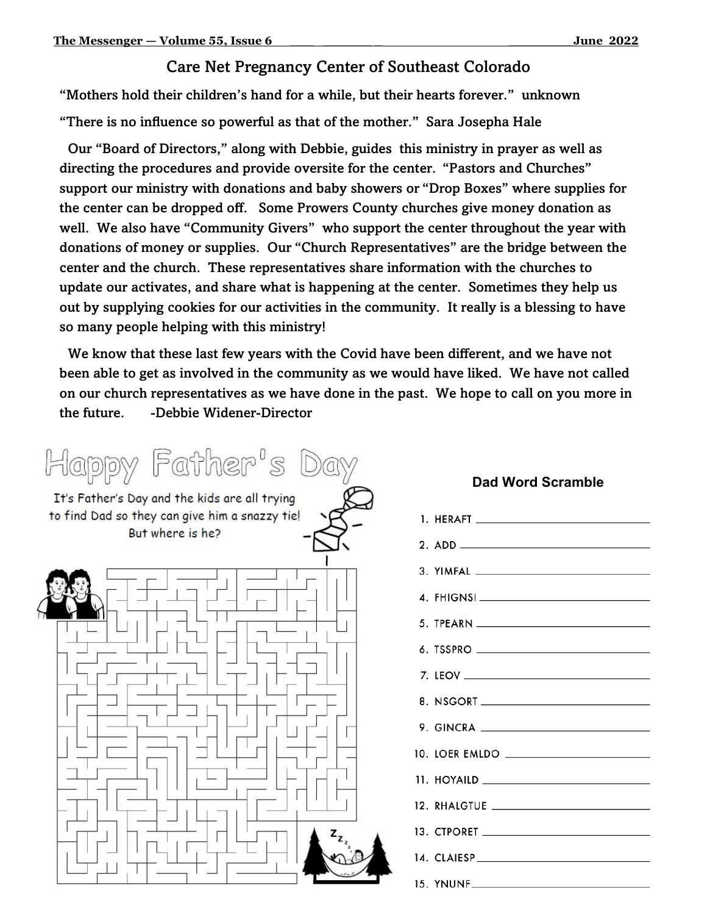## Care Net Pregnancy Center of Southeast Colorado

"Mothers hold their children's hand for a while, but their hearts forever." unknown

"There is no influence so powerful as that of the mother." Sara Josepha Hale

Our "Board of Directors," along with Debbie, guides this ministry in prayer as well as directing the procedures and provide oversite for the center. "Pastors and Churches" support our ministry with donations and baby showers or "Drop Boxes" where supplies for the center can be dropped off. Some Prowers County churches give money donation as well. We also have "Community Givers" who support the center throughout the year with donations of money or supplies. Our "Church Representatives" are the bridge between the center and the church. These representatives share information with the churches to update our activates, and share what is happening at the center. Sometimes they help us out by supplying cookies for our activities in the community. It really is a blessing to have so many people helping with this ministry!

We know that these last few years with the Covid have been different, and we have not been able to get as involved in the community as we would have liked. We have not called on our church representatives as we have done in the past. We hope to call on you more in the future. -Debbie Widener-Director

## Happy Father's Day

It's Father's Day and the kids are all trying to find Dad so they can give him a snazzy tie! But where is he?

### Dad Word Scramble

1. HERAFT ______________
2. ADD ______________
3. YIMFAL ______________
4. FHIGNSI ______________
5. TPEARN ______________
6. TSSPRO ______________
7. LEOV ______________
8. NSGORT ______________
9. GINCRA ______________
10. LOER EMLDO ______________
11. HOYAILD ______________
12. RHALGTUE ______________
13. CTPORET ______________
14. CLAIESP ______________
15. YNUNF ______________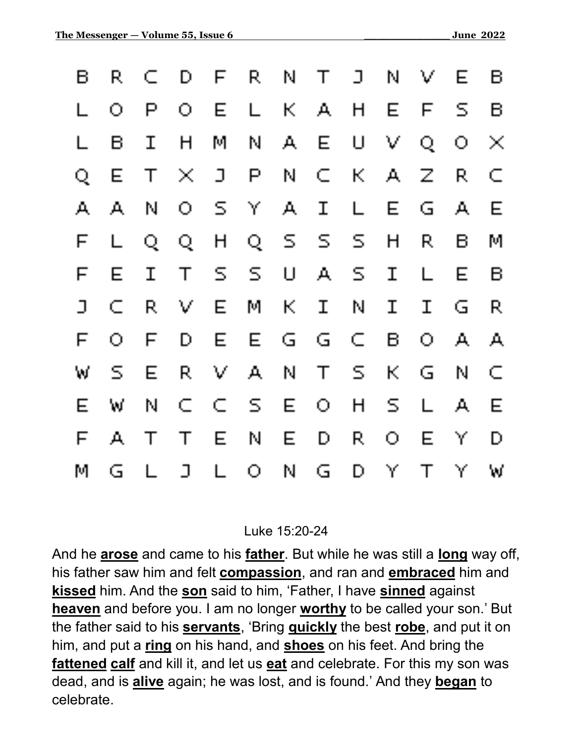| | | | | | | | | | | | | |
|---|---|---|---|---|---|---|---|---|---|---|---|---|
| B | R | C | D | F | R | N | T | J | N | V | E | B |
| L | O | P | O | E | L | K | A | H | E | F | S | B |
| L | B | I | H | M | N | A | E | U | V | Q | O | X |
| Q | E | T | X | J | P | N | C | K | A | Z | R | C |
| A | A | N | O | S | Y | A | I | L | E | G | A | E |
| F | L | Q | Q | H | Q | S | S | S | H | R | B | M |
| F | E | I | T | S | S | U | A | S | I | L | E | B |
| J | C | R | V | E | M | K | I | N | I | I | G | R |
| F | O | F | D | E | E | G | G | C | B | O | A | A |
| W | S | E | R | V | A | N | T | S | K | G | N | C |
| E | W | N | C | C | S | E | O | H | S | L | A | E |
| F | A | T | T | E | N | E | D | R | O | E | Y | D |
| M | G | L | J | L | O | N | G | D | Y | T | Y | W |

Luke 15:20-24

And he **arose** and came to his **father**. But while he was still a **long** way off, his father saw him and felt **compassion**, and ran and **embraced** him and **kissed** him. And the **son** said to him, 'Father, I have **sinned** against **heaven** and before you. I am no longer **worthy** to be called your son.' But the father said to his **servants**, 'Bring **quickly** the best **robe**, and put it on him, and put a **ring** on his hand, and **shoes** on his feet. And bring the **fattened** **calf** and kill it, and let us **eat** and celebrate. For this my son was dead, and is **alive** again; he was lost, and is found.' And they **began** to celebrate.